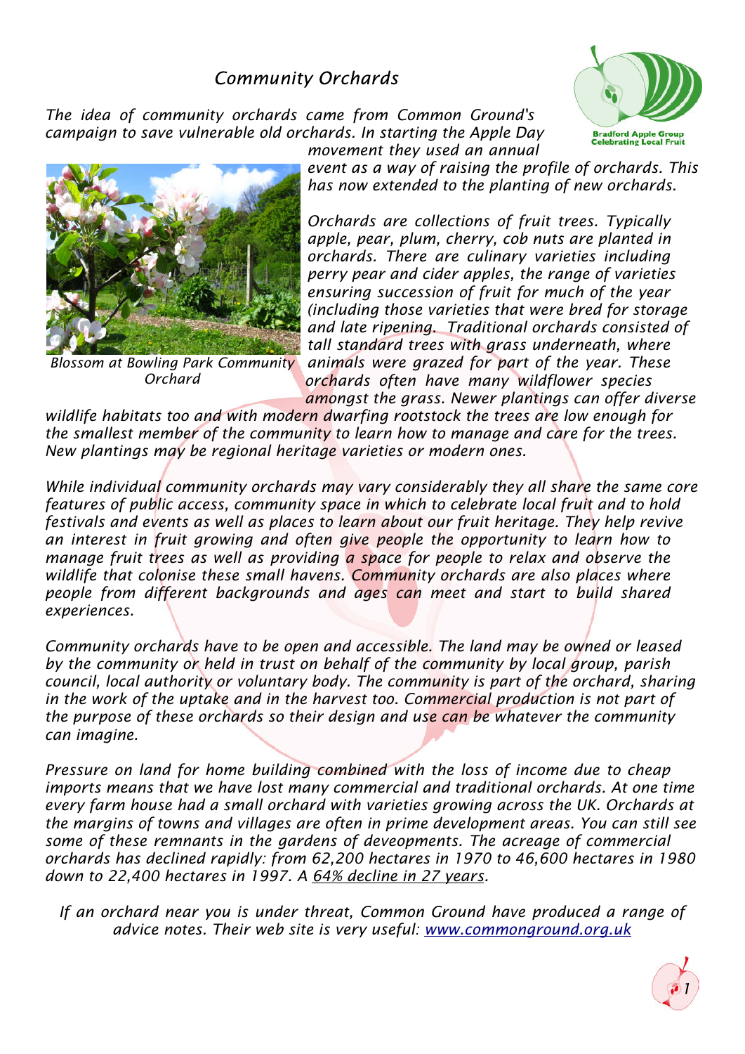# *Community Orchards*

Bradford Apple Group
Celebrating Local Fruit

*The idea of community orchards came from Common Ground's campaign to save vulnerable old orchards. In starting the Apple Day movement they used an annual event as a way of raising the profile of orchards. This has now extended to the planting of new orchards.*

*Blossom at Bowling Park Community Orchard*

*Orchards are collections of fruit trees. Typically apple, pear, plum, cherry, cob nuts are planted in orchards. There are culinary varieties including perry pear and cider apples, the range of varieties ensuring succession of fruit for much of the year (including those varieties that were bred for storage and late ripening. Traditional orchards consisted of tall standard trees with grass underneath, where animals were grazed for part of the year. These orchards often have many wildflower species amongst the grass. Newer plantings can offer diverse wildlife habitats too and with modern dwarfing rootstock the trees are low enough for the smallest member of the community to learn how to manage and care for the trees. New plantings may be regional heritage varieties or modern ones.*

*While individual community orchards may vary considerably they all share the same core features of public access, community space in which to celebrate local fruit and to hold festivals and events as well as places to learn about our fruit heritage. They help revive an interest in fruit growing and often give people the opportunity to learn how to manage fruit trees as well as providing a space for people to relax and observe the wildlife that colonise these small havens. Community orchards are also places where people from different backgrounds and ages can meet and start to build shared experiences.*

*Community orchards have to be open and accessible. The land may be owned or leased by the community or held in trust on behalf of the community by local group, parish council, local authority or voluntary body. The community is part of the orchard, sharing in the work of the uptake and in the harvest too. Commercial production is not part of the purpose of these orchards so their design and use can be whatever the community can imagine.*

*Pressure on land for home building combined with the loss of income due to cheap imports means that we have lost many commercial and traditional orchards. At one time every farm house had a small orchard with varieties growing across the UK. Orchards at the margins of towns and villages are often in prime development areas. You can still see some of these remnants in the gardens of deveopments. The acreage of commercial orchards has declined rapidly: from 62,200 hectares in 1970 to 46,600 hectares in 1980 down to 22,400 hectares in 1997. A <u>64% decline in 27 years</u>.*

*If an orchard near you is under threat, Common Ground have produced a range of advice notes. Their web site is very useful: [www.commonground.org.uk](http://www.commonground.org.uk)*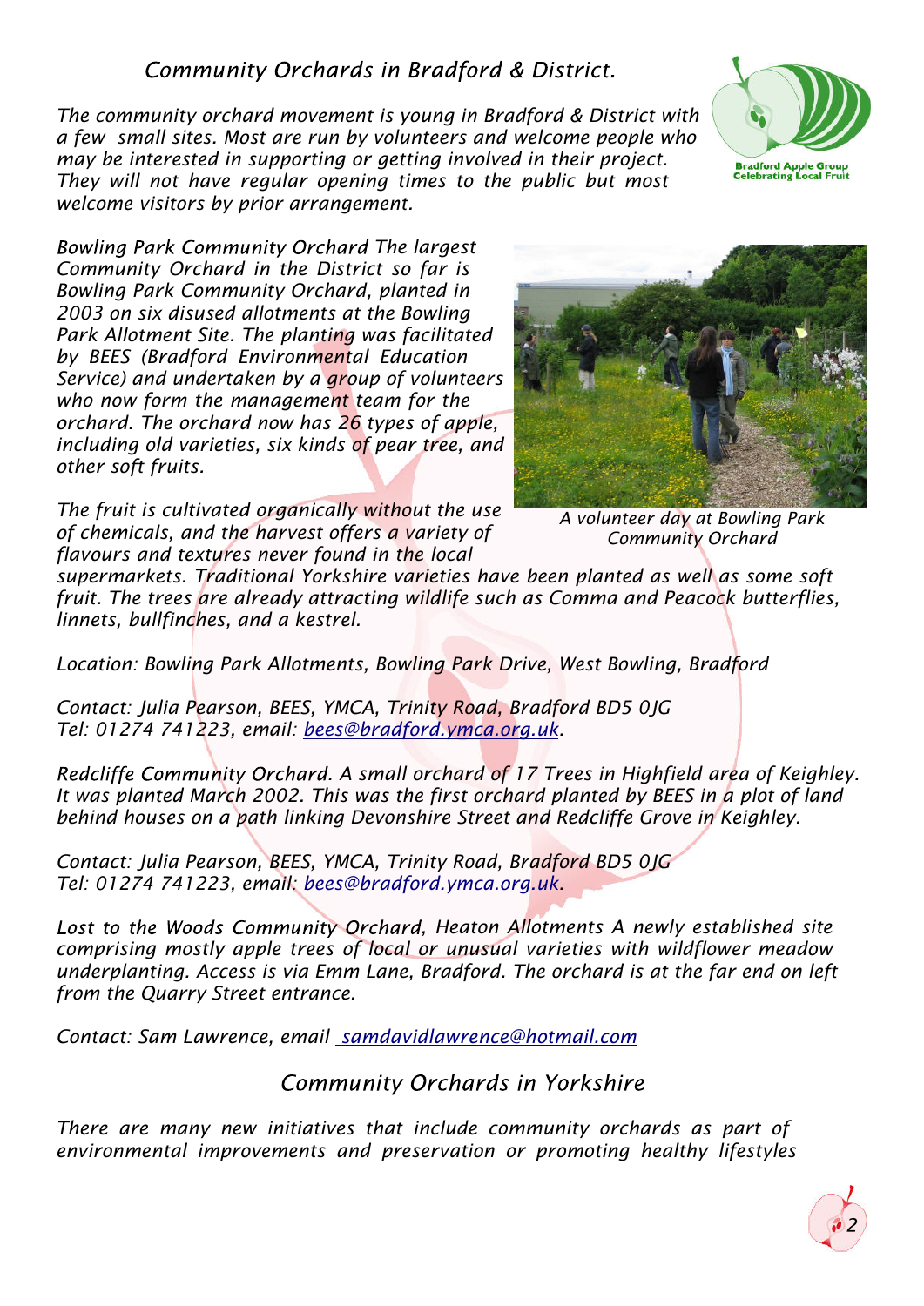## *Community Orchards in Bradford & District.*

*The community orchard movement is young in Bradford & District with a few small sites. Most are run by volunteers and welcome people who may be interested in supporting or getting involved in their project. They will not have regular opening times to the public but most welcome visitors by prior arrangement.*

*Bowling Park Community Orchard The largest Community Orchard in the District so far is Bowling Park Community Orchard, planted in 2003 on six disused allotments at the Bowling Park Allotment Site. The planting was facilitated by BEES (Bradford Environmental Education Service) and undertaken by a group of volunteers who now form the management team for the orchard. The orchard now has 26 types of apple, including old varieties, six kinds of pear tree, and other soft fruits.*

*A volunteer day at Bowling Park Community Orchard*

*The fruit is cultivated organically without the use of chemicals, and the harvest offers a variety of flavours and textures never found in the local supermarkets. Traditional Yorkshire varieties have been planted as well as some soft fruit. The trees are already attracting wildlife such as Comma and Peacock butterflies, linnets, bullfinches, and a kestrel.*

*Location: Bowling Park Allotments, Bowling Park Drive, West Bowling, Bradford*

*Contact: Julia Pearson, BEES, YMCA, Trinity Road, Bradford BD5 0JG*
*Tel: 01274 741223, email: bees@bradford.ymca.org.uk.*

*Redcliffe Community Orchard. A small orchard of 17 Trees in Highfield area of Keighley. It was planted March 2002. This was the first orchard planted by BEES in a plot of land behind houses on a path linking Devonshire Street and Redcliffe Grove in Keighley.*

*Contact: Julia Pearson, BEES, YMCA, Trinity Road, Bradford BD5 0JG*
*Tel: 01274 741223, email: bees@bradford.ymca.org.uk.*

*Lost to the Woods Community Orchard, Heaton Allotments A newly established site comprising mostly apple trees of local or unusual varieties with wildflower meadow underplanting. Access is via Emm Lane, Bradford. The orchard is at the far end on left from the Quarry Street entrance.*

*Contact: Sam Lawrence, email samdavidlawrence@hotmail.com*

## *Community Orchards in Yorkshire*

*There are many new initiatives that include community orchards as part of environmental improvements and preservation or promoting healthy lifestyles*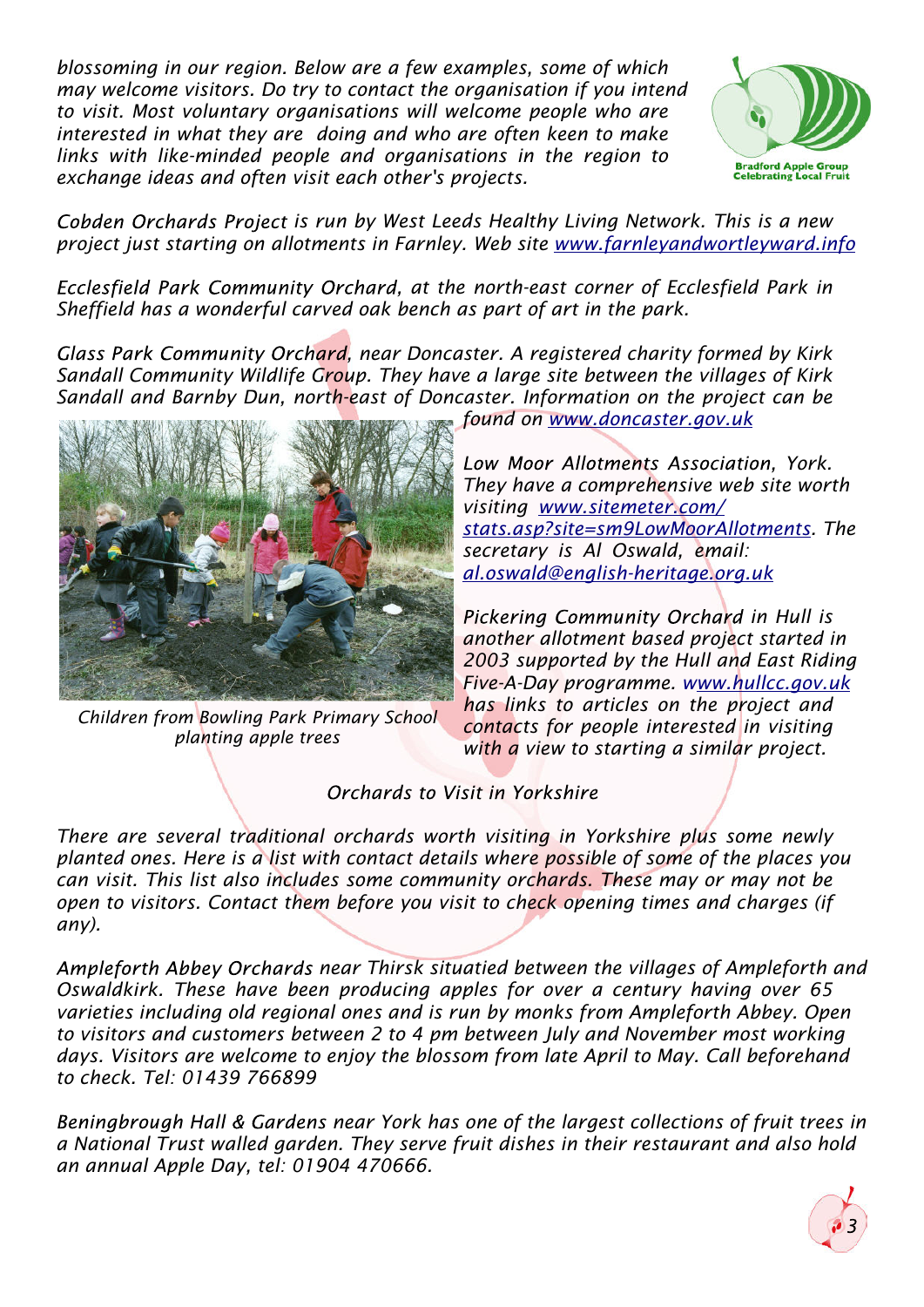*blossoming in our region. Below are a few examples, some of which may welcome visitors. Do try to contact the organisation if you intend to visit. Most voluntary organisations will welcome people who are interested in what they are doing and who are often keen to make links with like-minded people and organisations in the region to exchange ideas and often visit each other's projects.*

Bradford Apple Group
Celebrating Local Fruit

*Cobden Orchards Project is run by West Leeds Healthy Living Network. This is a new project just starting on allotments in Farnley. Web site www.farnleyandwortleyward.info*

*Ecclesfield Park Community Orchard, at the north-east corner of Ecclesfield Park in Sheffield has a wonderful carved oak bench as part of art in the park.*

*Glass Park Community Orchard, near Doncaster. A registered charity formed by Kirk Sandall Community Wildlife Group. They have a large site between the villages of Kirk Sandall and Barnby Dun, north-east of Doncaster. Information on the project can be found on www.doncaster.gov.uk*

*Children from Bowling Park Primary School planting apple trees*

*Low Moor Allotments Association, York. They have a comprehensive web site worth visiting www.sitemeter.com/stats.asp?site=sm9LowMoorAllotments. The secretary is Al Oswald, email: al.oswald@english-heritage.org.uk*

*Pickering Community Orchard in Hull is another allotment based project started in 2003 supported by the Hull and East Riding Five-A-Day programme. www.hullcc.gov.uk has links to articles on the project and contacts for people interested in visiting with a view to starting a similar project.*

## *Orchards to Visit in Yorkshire*

*There are several traditional orchards worth visiting in Yorkshire plus some newly planted ones. Here is a list with contact details where possible of some of the places you can visit. This list also includes some community orchards. These may or may not be open to visitors. Contact them before you visit to check opening times and charges (if any).*

*Ampleforth Abbey Orchards near Thirsk situatied between the villages of Ampleforth and Oswaldkirk. These have been producing apples for over a century having over 65 varieties including old regional ones and is run by monks from Ampleforth Abbey. Open to visitors and customers between 2 to 4 pm between July and November most working days. Visitors are welcome to enjoy the blossom from late April to May. Call beforehand to check. Tel: 01439 766899*

*Beningbrough Hall & Gardens near York has one of the largest collections of fruit trees in a National Trust walled garden. They serve fruit dishes in their restaurant and also hold an annual Apple Day, tel: 01904 470666.*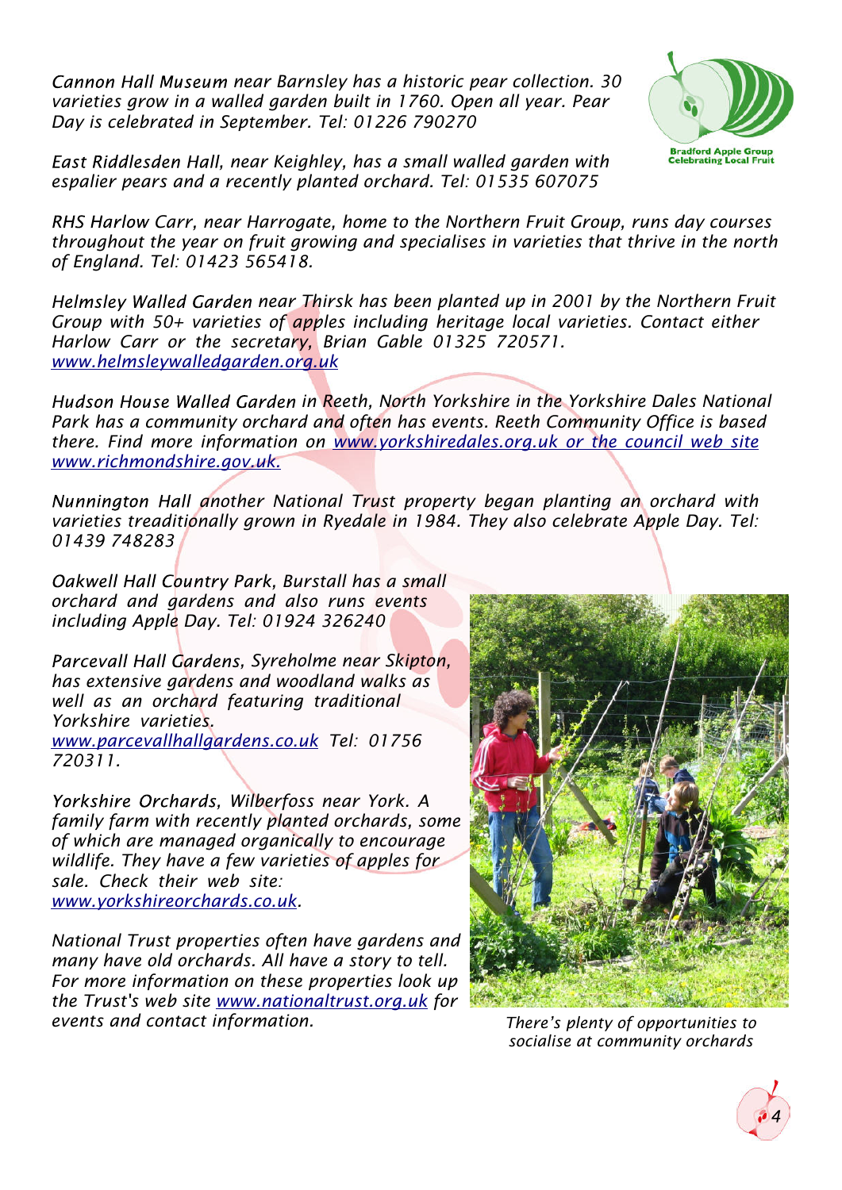*Cannon Hall Museum near Barnsley has a historic pear collection. 30 varieties grow in a walled garden built in 1760. Open all year. Pear Day is celebrated in September. Tel: 01226 790270*

Bradford Apple Group
Celebrating Local Fruit

*East Riddlesden Hall, near Keighley, has a small walled garden with espalier pears and a recently planted orchard. Tel: 01535 607075*

*RHS Harlow Carr, near Harrogate, home to the Northern Fruit Group, runs day courses throughout the year on fruit growing and specialises in varieties that thrive in the north of England. Tel: 01423 565418.*

*Helmsley Walled Garden near Thirsk has been planted up in 2001 by the Northern Fruit Group with 50+ varieties of apples including heritage local varieties. Contact either Harlow Carr or the secretary, Brian Gable 01325 720571. [www.helmsleywalledgarden.org.uk](www.helmsleywalledgarden.org.uk)*

*Hudson House Walled Garden in Reeth, North Yorkshire in the Yorkshire Dales National Park has a community orchard and often has events. Reeth Community Office is based there. Find more information on www.yorkshiredales.org.uk or the council web site www.richmondshire.gov.uk.*

*Nunnington Hall another National Trust property began planting an orchard with varieties treaditionally grown in Ryedale in 1984. They also celebrate Apple Day. Tel: 01439 748283*

*Oakwell Hall Country Park, Burstall has a small orchard and gardens and also runs events including Apple Day. Tel: 01924 326240*

*Parcevall Hall Gardens, Syreholme near Skipton, has extensive gardens and woodland walks as well as an orchard featuring traditional Yorkshire varieties. www.parcevallhallgardens.co.uk Tel: 01756 720311.*

*Yorkshire Orchards, Wilberfoss near York. A family farm with recently planted orchards, some of which are managed organically to encourage wildlife. They have a few varieties of apples for sale. Check their web site: www.yorkshireorchards.co.uk.*

*National Trust properties often have gardens and many have old orchards. All have a story to tell. For more information on these properties look up the Trust's web site www.nationaltrust.org.uk for events and contact information.*

*There's plenty of opportunities to socialise at community orchards*